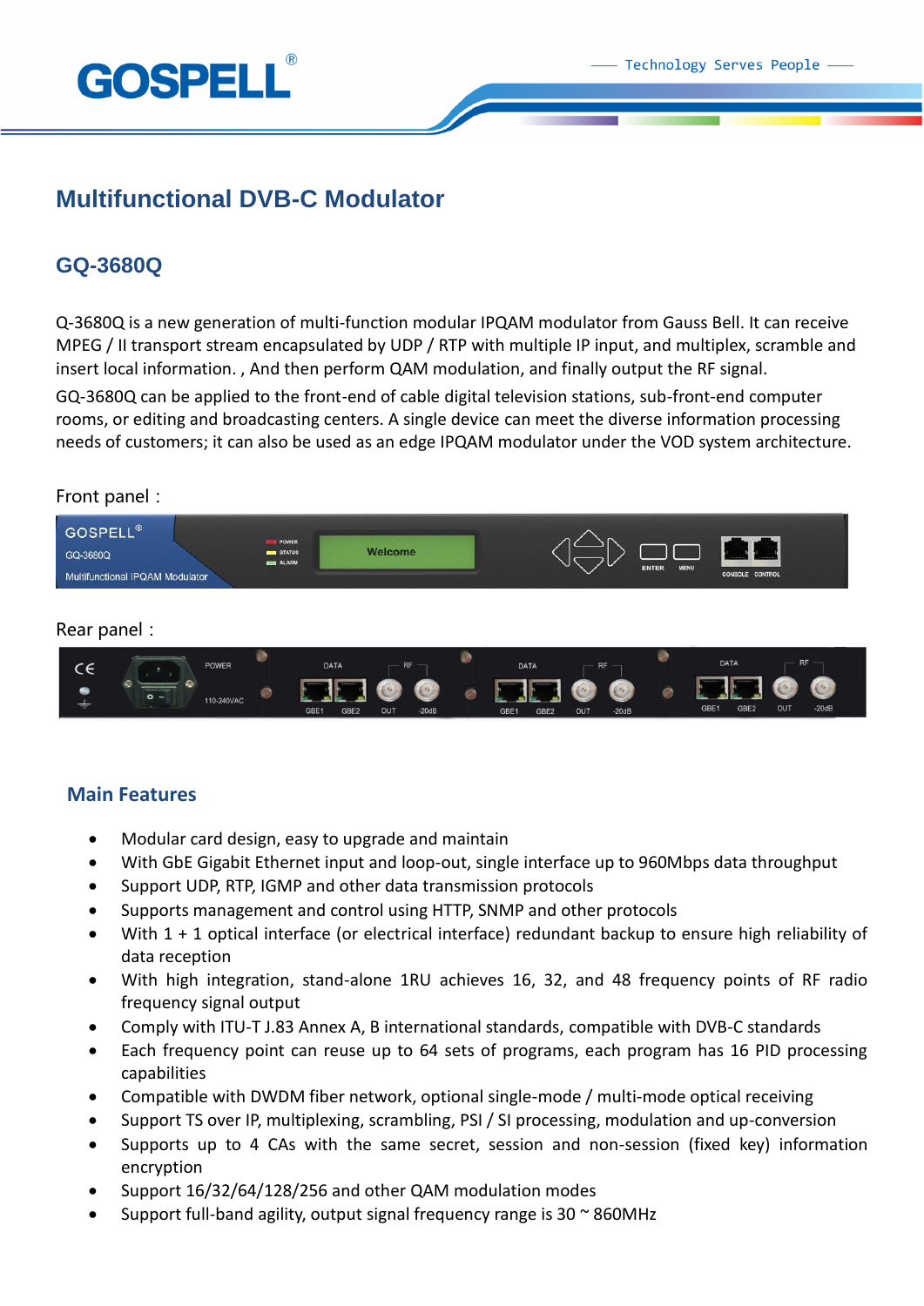# Multifunctional DVB-C Modulator

## GQ-3680Q

Q-3680Q is a new generation of multi-function modular IPQAM modulator from Gauss Bell. It can receive MPEG / II transport stream encapsulated by UDP / RTP with multiple IP input, and multiplex, scramble and insert local information. , And then perform QAM modulation, and finally output the RF signal.

GQ-3680Q can be applied to the front-end of cable digital television stations, sub-front-end computer rooms, or editing and broadcasting centers. A single device can meet the diverse information processing needs of customers; it can also be used as an edge IPQAM modulator under the VOD system architecture.

Front panel：

Rear panel：

### Main Features

- Modular card design, easy to upgrade and maintain
- With GbE Gigabit Ethernet input and loop-out, single interface up to 960Mbps data throughput
- Support UDP, RTP, IGMP and other data transmission protocols
- Supports management and control using HTTP, SNMP and other protocols
- With 1 + 1 optical interface (or electrical interface) redundant backup to ensure high reliability of data reception
- With high integration, stand-alone 1RU achieves 16, 32, and 48 frequency points of RF radio frequency signal output
- Comply with ITU-T J.83 Annex A, B international standards, compatible with DVB-C standards
- Each frequency point can reuse up to 64 sets of programs, each program has 16 PID processing capabilities
- Compatible with DWDM fiber network, optional single-mode / multi-mode optical receiving
- Support TS over IP, multiplexing, scrambling, PSI / SI processing, modulation and up-conversion
- Supports up to 4 CAs with the same secret, session and non-session (fixed key) information encryption
- Support 16/32/64/128/256 and other QAM modulation modes
- Support full-band agility, output signal frequency range is 30 ~ 860MHz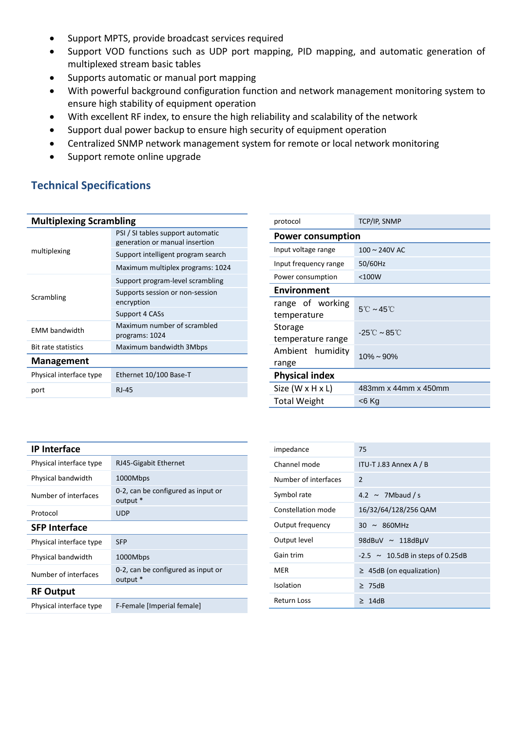- Support MPTS, provide broadcast services required
- Support VOD functions such as UDP port mapping, PID mapping, and automatic generation of multiplexed stream basic tables
- Supports automatic or manual port mapping
- With powerful background configuration function and network management monitoring system to ensure high stability of equipment operation
- With excellent RF index, to ensure the high reliability and scalability of the network
- Support dual power backup to ensure high security of equipment operation
- Centralized SNMP network management system for remote or local network monitoring
- Support remote online upgrade

## Technical Specifications

| **Multiplexing Scrambling** | |
|---|---|
| multiplexing | PSI / SI tables support automatic generation or manual insertion |
| | Support intelligent program search |
| | Maximum multiplex programs: 1024 |
| Scrambling | Support program-level scrambling |
| | Supports session or non-session encryption |
| | Support 4 CASs |
| EMM bandwidth | Maximum number of scrambled programs: 1024 |
| Bit rate statistics | Maximum bandwidth 3Mbps |
| **Management** | |
| Physical interface type | Ethernet 10/100 Base-T |
| port | RJ-45 |
| protocol | TCP/IP, SNMP |
| **Power consumption** | |
| Input voltage range | 100 ~ 240V AC |
| Input frequency range | 50/60Hz |
| Power consumption | <100W |
| **Environment** | |
| range of working temperature | 5℃ ~ 45℃ |
| Storage temperature range | -25℃ ~ 85℃ |
| Ambient humidity range | 10% ~ 90% |
| **Physical index** | |
| Size (W x H x L) | 483mm x 44mm x 450mm |
| Total Weight | <6 Kg |

| **IP Interface** | |
|---|---|
| Physical interface type | RJ45-Gigabit Ethernet |
| Physical bandwidth | 1000Mbps |
| Number of interfaces | 0-2, can be configured as input or output * |
| Protocol | UDP |
| **SFP Interface** | |
| Physical interface type | SFP |
| Physical bandwidth | 1000Mbps |
| Number of interfaces | 0-2, can be configured as input or output * |
| **RF Output** | |
| Physical interface type | F-Female [Imperial female] |
| impedance | 75 |
| Channel mode | ITU-T J.83 Annex A / B |
| Number of interfaces | 2 |
| Symbol rate | 4.2 ~ 7Mbaud / s |
| Constellation mode | 16/32/64/128/256 QAM |
| Output frequency | 30 ~ 860MHz |
| Output level | 98dBuV ~ 118dBμV |
| Gain trim | -2.5 ~ 10.5dB in steps of 0.25dB |
| MER | ≥ 45dB (on equalization) |
| Isolation | ≥ 75dB |
| Return Loss | ≥ 14dB |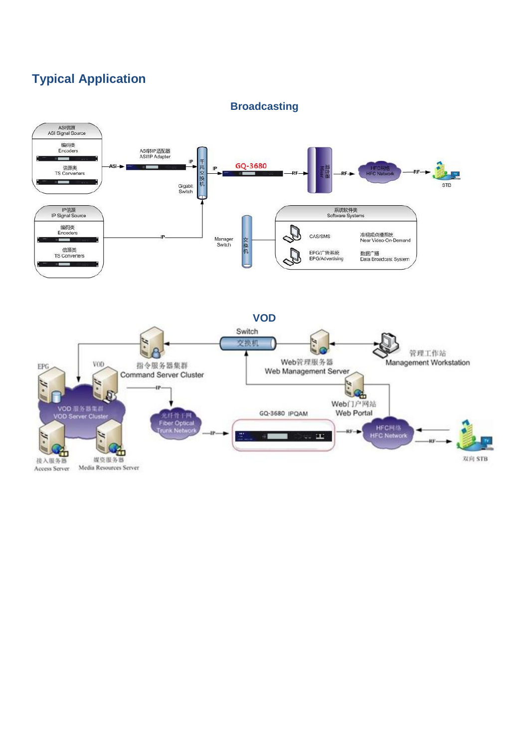## Typical Application

### Broadcasting

ASI信源
ASI Signal Source
编码类
Encoders
信源类
TS Converters
ASI
ASI转IP适配器
ASI/IP Adapter
IP
千兆交换机
Gigabit Switch
IP
GQ-3680
RF
混合器
Mixer
RF
HFC网络
HFC Network
RF
STB

IP信源
IP Signal Source
编码类
Encoders
信源类
TS Converters
IP
Manager Switch
交换机
系统软件类
Software Systems
CAS/SMS
准视频点播系统
Near Video-On-Demand
EPG/广告系统
EPG/Advertising
数据广播
Data Broadcast System

### VOD

Switch
交换机
指令服务器集群
Command Server Cluster
Web管理服务器
Web Management Server
管理工作站
Management Workstation
EPG
VOD
VOD 服务器集群
VOD Server Cluster
IP
光纤骨干网
Fiber Optical Trunk Network
IP
GQ-3680 IPQAM
RF
Web门户网站
Web Portal
HFC网络
HFC Network
RF
双向 STB
接入服务器
Access Server
媒资服务器
Media Resources Server